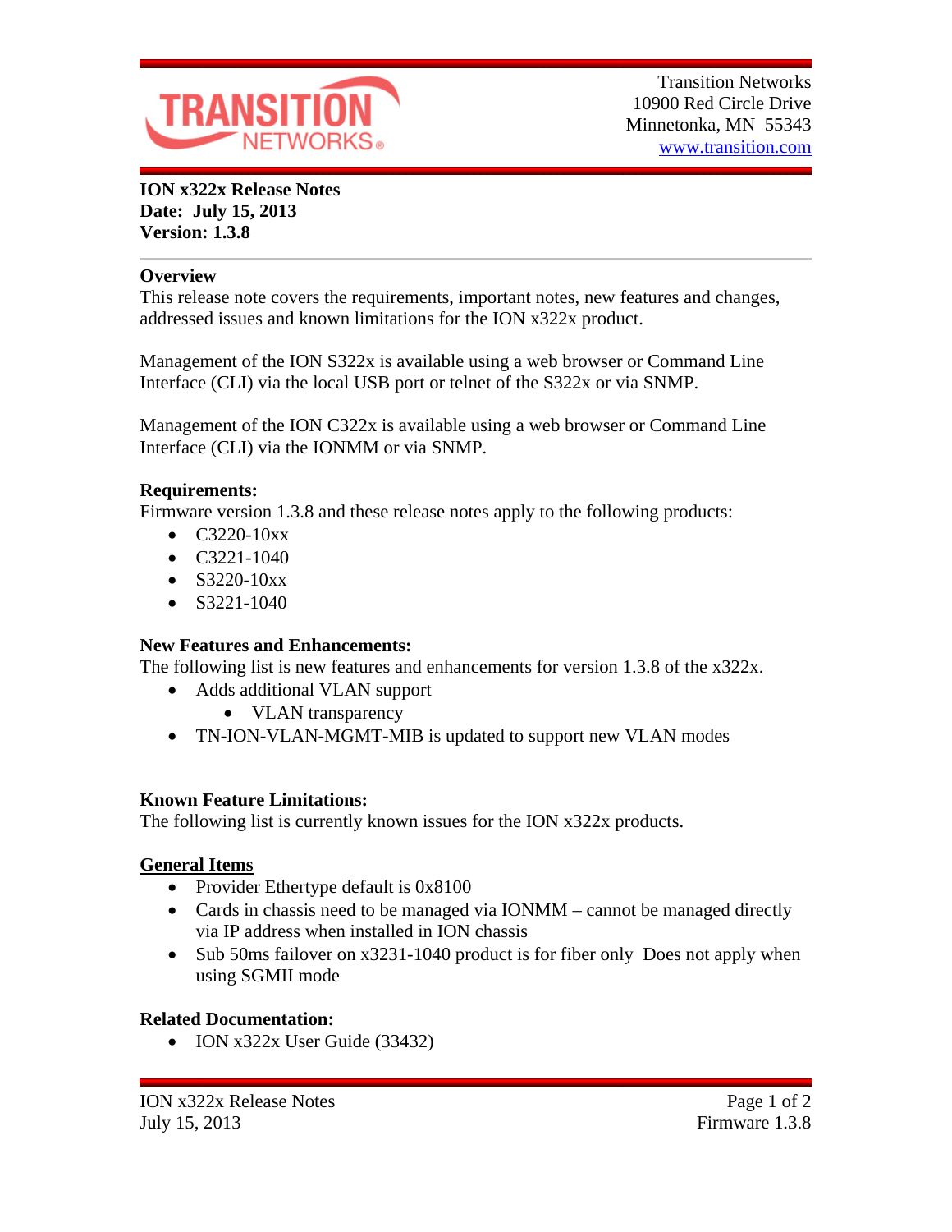Transition Networks
10900 Red Circle Drive
Minnetonka, MN 55343
www.transition.com

**ION x322x Release Notes**
**Date: July 15, 2013**
**Version: 1.3.8**

## Overview

This release note covers the requirements, important notes, new features and changes, addressed issues and known limitations for the ION x322x product.

Management of the ION S322x is available using a web browser or Command Line Interface (CLI) via the local USB port or telnet of the S322x or via SNMP.

Management of the ION C322x is available using a web browser or Command Line Interface (CLI) via the IONMM or via SNMP.

## Requirements:

Firmware version 1.3.8 and these release notes apply to the following products:

- C3220-10xx
- C3221-1040
- S3220-10xx
- S3221-1040

## New Features and Enhancements:

The following list is new features and enhancements for version 1.3.8 of the x322x.

- Adds additional VLAN support
  - VLAN transparency
- TN-ION-VLAN-MGMT-MIB is updated to support new VLAN modes

## Known Feature Limitations:

The following list is currently known issues for the ION x322x products.

### General Items

- Provider Ethertype default is 0x8100
- Cards in chassis need to be managed via IONMM – cannot be managed directly via IP address when installed in ION chassis
- Sub 50ms failover on x3231-1040 product is for fiber only  Does not apply when using SGMII mode

## Related Documentation:

- ION x322x User Guide (33432)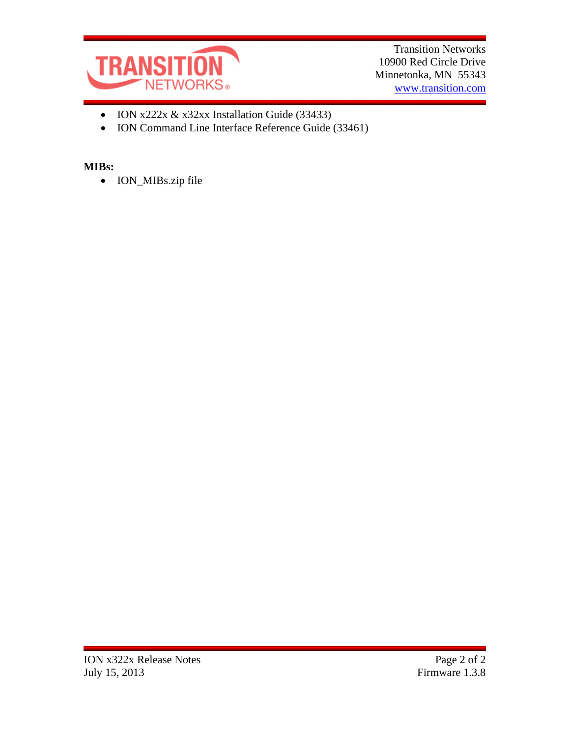- ION x222x & x32xx Installation Guide (33433)
- ION Command Line Interface Reference Guide (33461)

**MIBs:**

- ION_MIBs.zip file